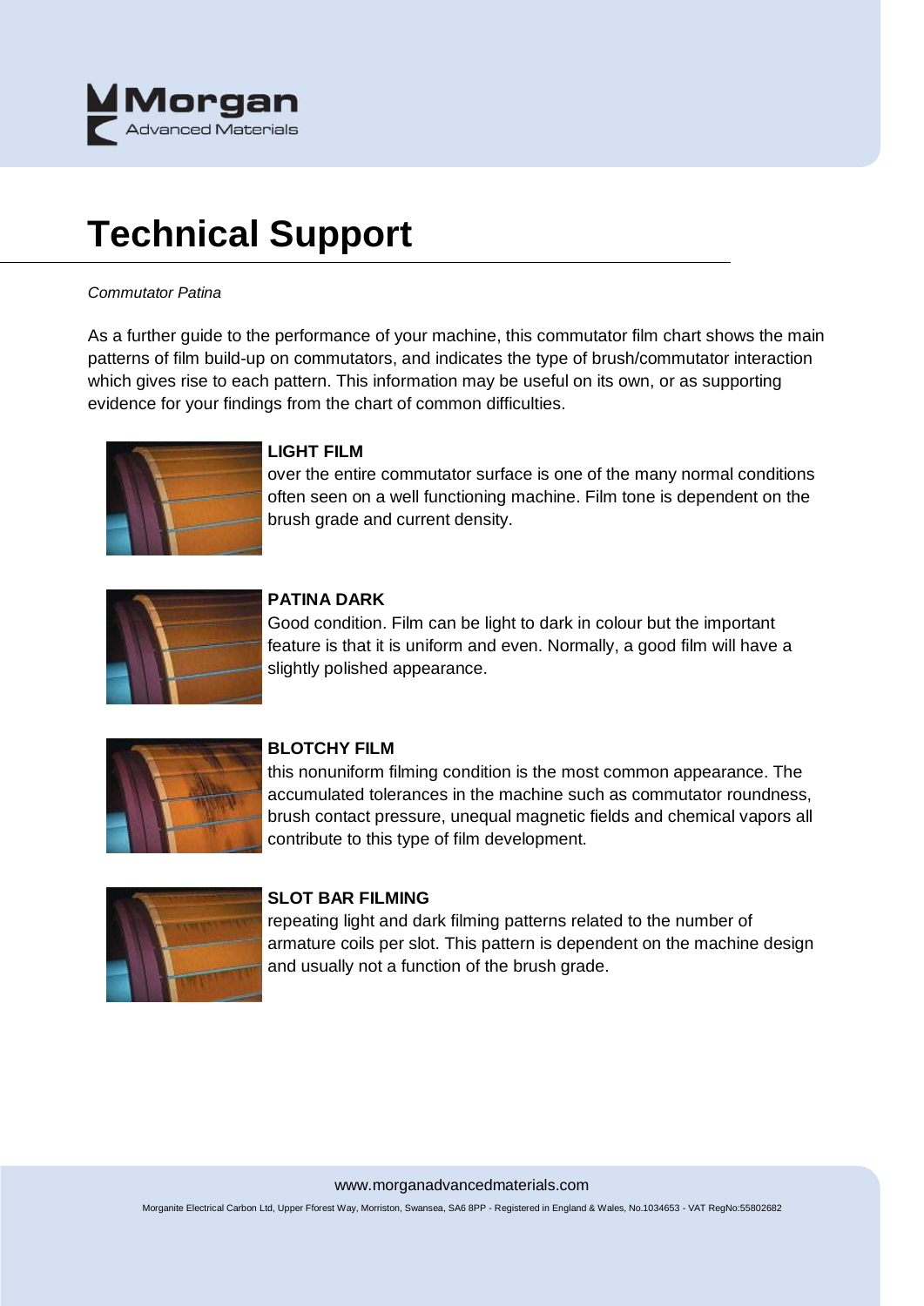# Technical Support

*Commutator Patina*

As a further guide to the performance of your machine, this commutator film chart shows the main patterns of film build-up on commutators, and indicates the type of brush/commutator interaction which gives rise to each pattern. This information may be useful on its own, or as supporting evidence for your findings from the chart of common difficulties.

**LIGHT FILM**
over the entire commutator surface is one of the many normal conditions often seen on a well functioning machine. Film tone is dependent on the brush grade and current density.

**PATINA DARK**
Good condition. Film can be light to dark in colour but the important feature is that it is uniform and even. Normally, a good film will have a slightly polished appearance.

**BLOTCHY FILM**
this nonuniform filming condition is the most common appearance. The accumulated tolerances in the machine such as commutator roundness, brush contact pressure, unequal magnetic fields and chemical vapors all contribute to this type of film development.

**SLOT BAR FILMING**
repeating light and dark filming patterns related to the number of armature coils per slot. This pattern is dependent on the machine design and usually not a function of the brush grade.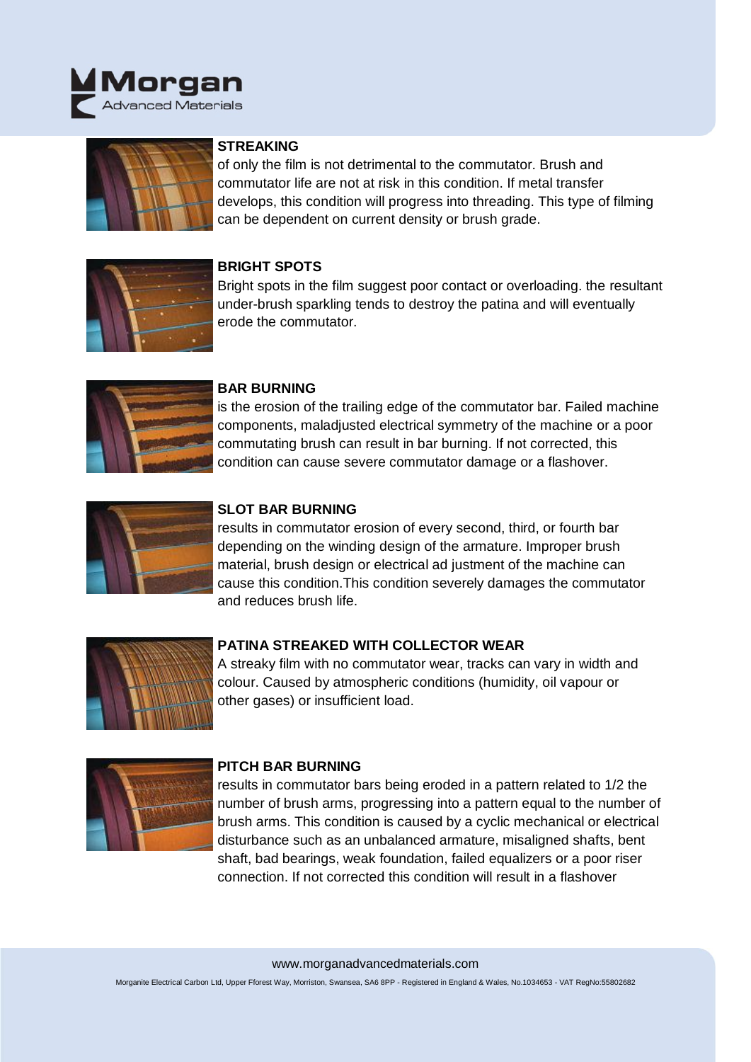### STREAKING

of only the film is not detrimental to the commutator. Brush and commutator life are not at risk in this condition. If metal transfer develops, this condition will progress into threading. This type of filming can be dependent on current density or brush grade.

### BRIGHT SPOTS

Bright spots in the film suggest poor contact or overloading. the resultant under-brush sparkling tends to destroy the patina and will eventually erode the commutator.

### BAR BURNING

is the erosion of the trailing edge of the commutator bar. Failed machine components, maladjusted electrical symmetry of the machine or a poor commutating brush can result in bar burning. If not corrected, this condition can cause severe commutator damage or a flashover.

### SLOT BAR BURNING

results in commutator erosion of every second, third, or fourth bar depending on the winding design of the armature. Improper brush material, brush design or electrical ad justment of the machine can cause this condition.This condition severely damages the commutator and reduces brush life.

### PATINA STREAKED WITH COLLECTOR WEAR

A streaky film with no commutator wear, tracks can vary in width and colour. Caused by atmospheric conditions (humidity, oil vapour or other gases) or insufficient load.

### PITCH BAR BURNING

results in commutator bars being eroded in a pattern related to 1/2 the number of brush arms, progressing into a pattern equal to the number of brush arms. This condition is caused by a cyclic mechanical or electrical disturbance such as an unbalanced armature, misaligned shafts, bent shaft, bad bearings, weak foundation, failed equalizers or a poor riser connection. If not corrected this condition will result in a flashover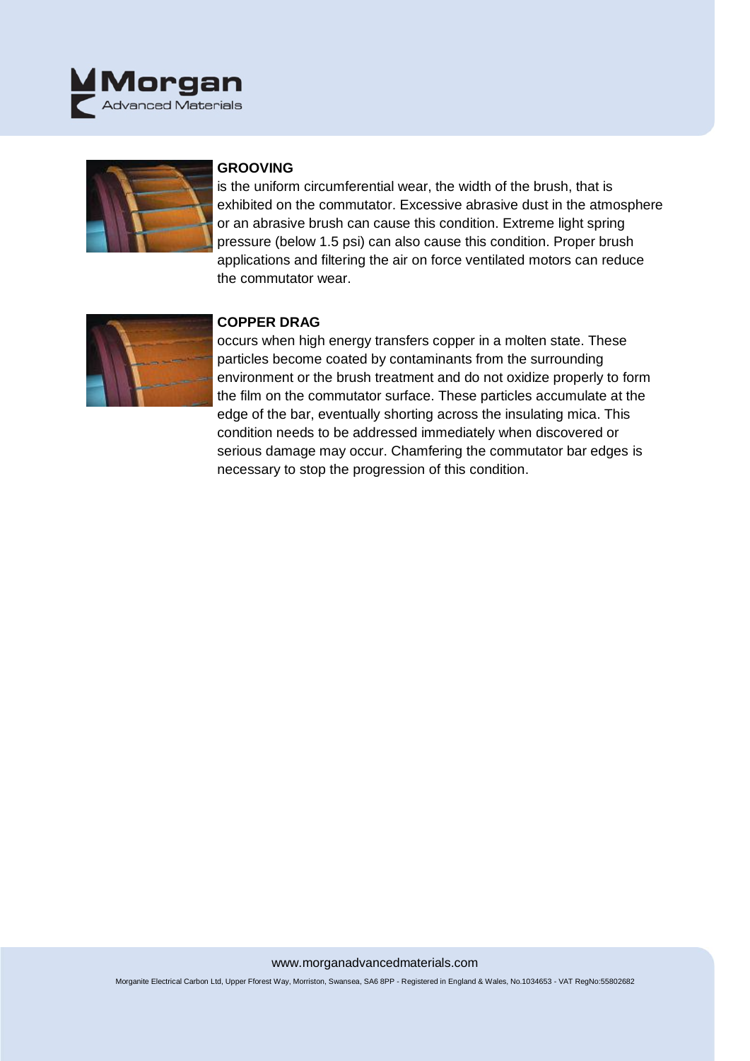**GROOVING**
is the uniform circumferential wear, the width of the brush, that is exhibited on the commutator. Excessive abrasive dust in the atmosphere or an abrasive brush can cause this condition. Extreme light spring pressure (below 1.5 psi) can also cause this condition. Proper brush applications and filtering the air on force ventilated motors can reduce the commutator wear.

**COPPER DRAG**
occurs when high energy transfers copper in a molten state. These particles become coated by contaminants from the surrounding environment or the brush treatment and do not oxidize properly to form the film on the commutator surface. These particles accumulate at the edge of the bar, eventually shorting across the insulating mica. This condition needs to be addressed immediately when discovered or serious damage may occur. Chamfering the commutator bar edges is necessary to stop the progression of this condition.